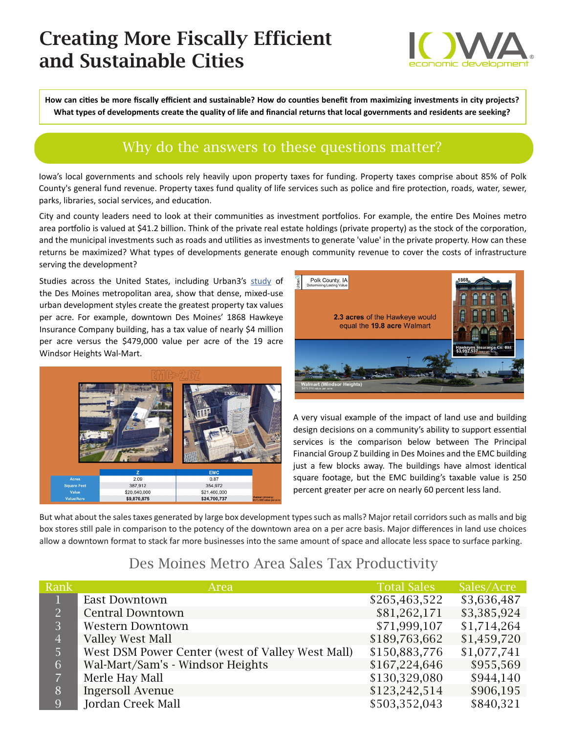# Creating More Fiscally Efficient and Sustainable Cities

**How can cities be more fiscally efficient and sustainable? How do counties benefit from maximizing investments in city projects? What types of developments create the quality of life and financial returns that local governments and residents are seeking?**

## Why do the answers to these questions matter?

Iowa's local governments and schools rely heavily upon property taxes for funding. Property taxes comprise about 85% of Polk County's general fund revenue. Property taxes fund quality of life services such as police and fire protection, roads, water, sewer, parks, libraries, social services, and education.

City and county leaders need to look at their communities as investment portfolios. For example, the entire Des Moines metro area portfolio is valued at $41.2 billion. Think of the private real estate holdings (private property) as the stock of the corporation, and the municipal investments such as roads and utilities as investments to generate 'value' in the private property. How can these returns be maximized? What types of developments generate enough community revenue to cover the costs of infrastructure serving the development?

Studies across the United States, including Urban3's study of the Des Moines metropolitan area, show that dense, mixed-use urban development styles create the greatest property tax values per acre. For example, downtown Des Moines' 1868 Hawkeye Insurance Company building, has a tax value of nearly $4 million per acre versus the $479,000 value per acre of the 19 acre Windsor Heights Wal-Mart.

| | Z | EMC |
|---|---|---|
| Acres | 2.09 | 0.87 |
| Square Feet | 387,912 | 354,972 |
| Value | $20,640,000 | $21,460,000 |
| Value/Acre | $9,870,875 | $24,700,737 |

A very visual example of the impact of land use and building design decisions on a community's ability to support essential services is the comparison below between The Principal Financial Group Z building in Des Moines and the EMC building just a few blocks away. The buildings have almost identical square footage, but the EMC building's taxable value is 250 percent greater per acre on nearly 60 percent less land.

But what about the sales taxes generated by large box development types such as malls? Major retail corridors such as malls and big box stores still pale in comparison to the potency of the downtown area on a per acre basis. Major differences in land use choices allow a downtown format to stack far more businesses into the same amount of space and allocate less space to surface parking.

### Des Moines Metro Area Sales Tax Productivity

| Rank | Area | Total Sales | Sales/Acre |
|---|---|---|---|
| 1 | East Downtown | $265,463,522 | $3,636,487 |
| 2 | Central Downtown | $81,262,171 | $3,385,924 |
| 3 | Western Downtown | $71,999,107 | $1,714,264 |
| 4 | Valley West Mall | $189,763,662 | $1,459,720 |
| 5 | West DSM Power Center (west of Valley West Mall) | $150,883,776 | $1,077,741 |
| 6 | Wal-Mart/Sam's - Windsor Heights | $167,224,646 | $955,569 |
| 7 | Merle Hay Mall | $130,329,080 | $944,140 |
| 8 | Ingersoll Avenue | $123,242,514 | $906,195 |
| 9 | Jordan Creek Mall | $503,352,043 | $840,321 |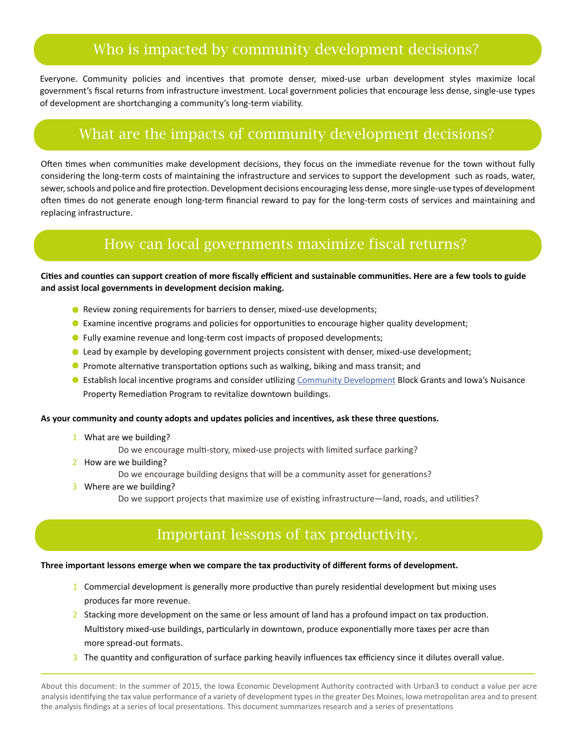## Who is impacted by community development decisions?

Everyone. Community policies and incentives that promote denser, mixed-use urban development styles maximize local government's fiscal returns from infrastructure investment. Local government policies that encourage less dense, single-use types of development are shortchanging a community's long-term viability.

## What are the impacts of community development decisions?

Often times when communities make development decisions, they focus on the immediate revenue for the town without fully considering the long-term costs of maintaining the infrastructure and services to support the development such as roads, water, sewer, schools and police and fire protection. Development decisions encouraging less dense, more single-use types of development often times do not generate enough long-term financial reward to pay for the long-term costs of services and maintaining and replacing infrastructure.

## How can local governments maximize fiscal returns?

**Cities and counties can support creation of more fiscally efficient and sustainable communities. Here are a few tools to guide and assist local governments in development decision making.**

- Review zoning requirements for barriers to denser, mixed-use developments;
- Examine incentive programs and policies for opportunities to encourage higher quality development;
- Fully examine revenue and long-term cost impacts of proposed developments;
- Lead by example by developing government projects consistent with denser, mixed-use development;
- Promote alternative transportation options such as walking, biking and mass transit; and
- Establish local incentive programs and consider utilizing Community Development Block Grants and Iowa's Nuisance Property Remediation Program to revitalize downtown buildings.

**As your community and county adopts and updates policies and incentives, ask these three questions.**

1. What are we building?
   Do we encourage multi-story, mixed-use projects with limited surface parking?
2. How are we building?
   Do we encourage building designs that will be a community asset for generations?
3. Where are we building?
   Do we support projects that maximize use of existing infrastructure—land, roads, and utilities?

## Important lessons of tax productivity.

**Three important lessons emerge when we compare the tax productivity of different forms of development.**

1. Commercial development is generally more productive than purely residential development but mixing uses produces far more revenue.
2. Stacking more development on the same or less amount of land has a profound impact on tax production. Multistory mixed-use buildings, particularly in downtown, produce exponentially more taxes per acre than more spread-out formats.
3. The quantity and configuration of surface parking heavily influences tax efficiency since it dilutes overall value.

About this document: In the summer of 2015, the Iowa Economic Development Authority contracted with Urban3 to conduct a value per acre analysis identifying the tax value performance of a variety of development types in the greater Des Moines, Iowa metropolitan area and to present the analysis findings at a series of local presentations. This document summarizes research and a series of presentations